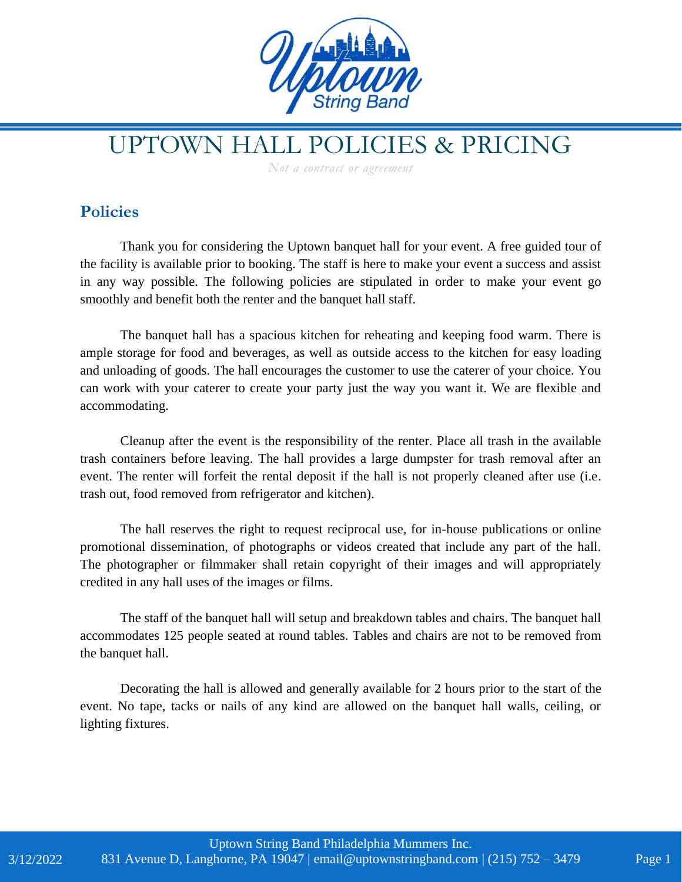# UPTOWN HALL POLICIES & PRICING

*Not a contract or agreement*

## Policies

Thank you for considering the Uptown banquet hall for your event. A free guided tour of the facility is available prior to booking. The staff is here to make your event a success and assist in any way possible. The following policies are stipulated in order to make your event go smoothly and benefit both the renter and the banquet hall staff.

The banquet hall has a spacious kitchen for reheating and keeping food warm. There is ample storage for food and beverages, as well as outside access to the kitchen for easy loading and unloading of goods. The hall encourages the customer to use the caterer of your choice. You can work with your caterer to create your party just the way you want it. We are flexible and accommodating.

Cleanup after the event is the responsibility of the renter. Place all trash in the available trash containers before leaving. The hall provides a large dumpster for trash removal after an event. The renter will forfeit the rental deposit if the hall is not properly cleaned after use (i.e. trash out, food removed from refrigerator and kitchen).

The hall reserves the right to request reciprocal use, for in-house publications or online promotional dissemination, of photographs or videos created that include any part of the hall. The photographer or filmmaker shall retain copyright of their images and will appropriately credited in any hall uses of the images or films.

The staff of the banquet hall will setup and breakdown tables and chairs. The banquet hall accommodates 125 people seated at round tables. Tables and chairs are not to be removed from the banquet hall.

Decorating the hall is allowed and generally available for 2 hours prior to the start of the event. No tape, tacks or nails of any kind are allowed on the banquet hall walls, ceiling, or lighting fixtures.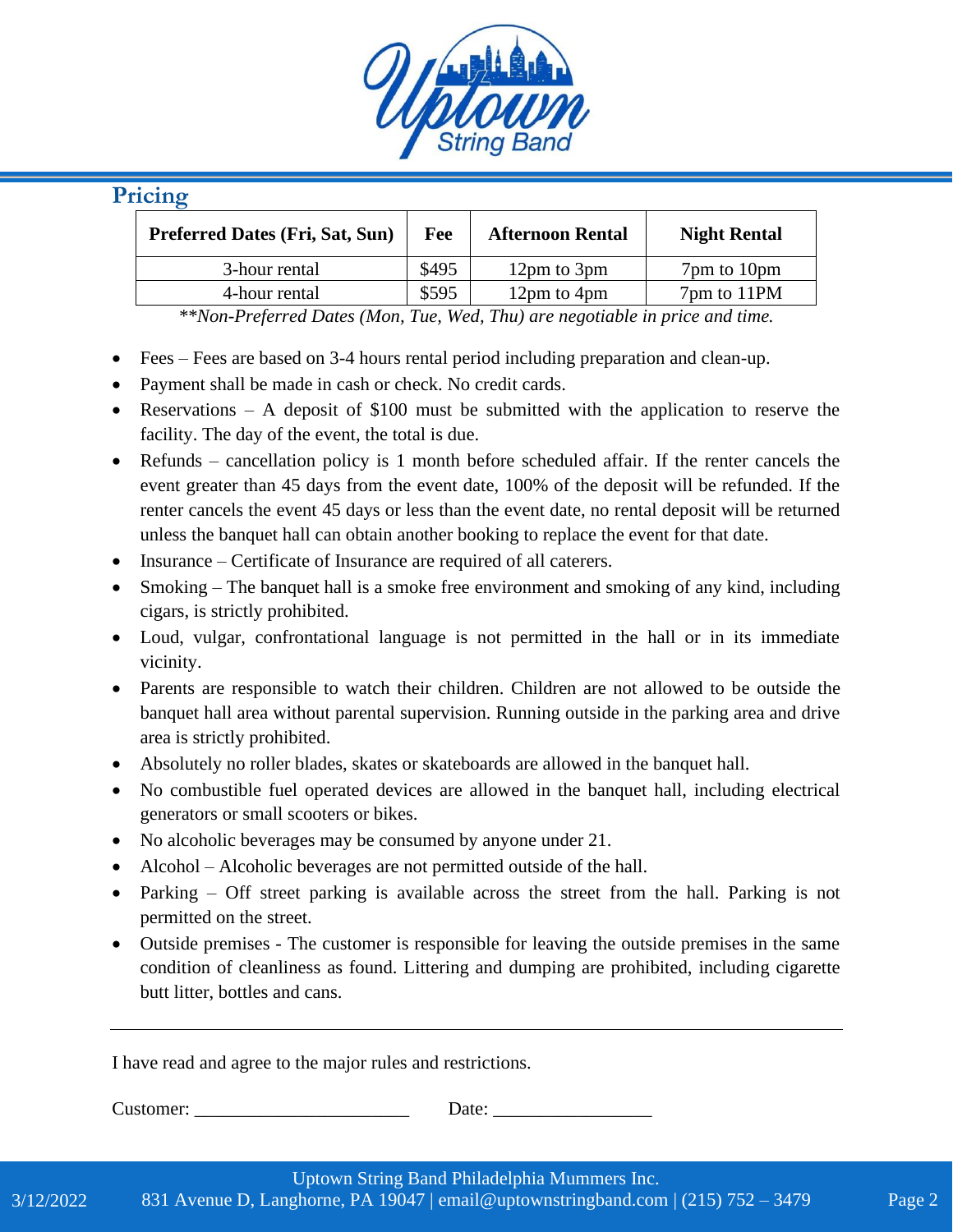## Pricing

| Preferred Dates (Fri, Sat, Sun) | Fee | Afternoon Rental | Night Rental |
|---|---|---|---|
| 3-hour rental | $495 | 12pm to 3pm | 7pm to 10pm |
| 4-hour rental | $595 | 12pm to 4pm | 7pm to 11PM |

*\*\*Non-Preferred Dates (Mon, Tue, Wed, Thu) are negotiable in price and time.*

- Fees – Fees are based on 3-4 hours rental period including preparation and clean-up.
- Payment shall be made in cash or check. No credit cards.
- Reservations – A deposit of $100 must be submitted with the application to reserve the facility. The day of the event, the total is due.
- Refunds – cancellation policy is 1 month before scheduled affair. If the renter cancels the event greater than 45 days from the event date, 100% of the deposit will be refunded. If the renter cancels the event 45 days or less than the event date, no rental deposit will be returned unless the banquet hall can obtain another booking to replace the event for that date.
- Insurance – Certificate of Insurance are required of all caterers.
- Smoking – The banquet hall is a smoke free environment and smoking of any kind, including cigars, is strictly prohibited.
- Loud, vulgar, confrontational language is not permitted in the hall or in its immediate vicinity.
- Parents are responsible to watch their children. Children are not allowed to be outside the banquet hall area without parental supervision. Running outside in the parking area and drive area is strictly prohibited.
- Absolutely no roller blades, skates or skateboards are allowed in the banquet hall.
- No combustible fuel operated devices are allowed in the banquet hall, including electrical generators or small scooters or bikes.
- No alcoholic beverages may be consumed by anyone under 21.
- Alcohol – Alcoholic beverages are not permitted outside of the hall.
- Parking – Off street parking is available across the street from the hall. Parking is not permitted on the street.
- Outside premises - The customer is responsible for leaving the outside premises in the same condition of cleanliness as found. Littering and dumping are prohibited, including cigarette butt litter, bottles and cans.

---

I have read and agree to the major rules and restrictions.

Customer: _______________________ Date: _________________

Uptown String Band Philadelphia Mummers Inc.
831 Avenue D, Langhorne, PA 19047 | email@uptownstringband.com | (215) 752 – 3479